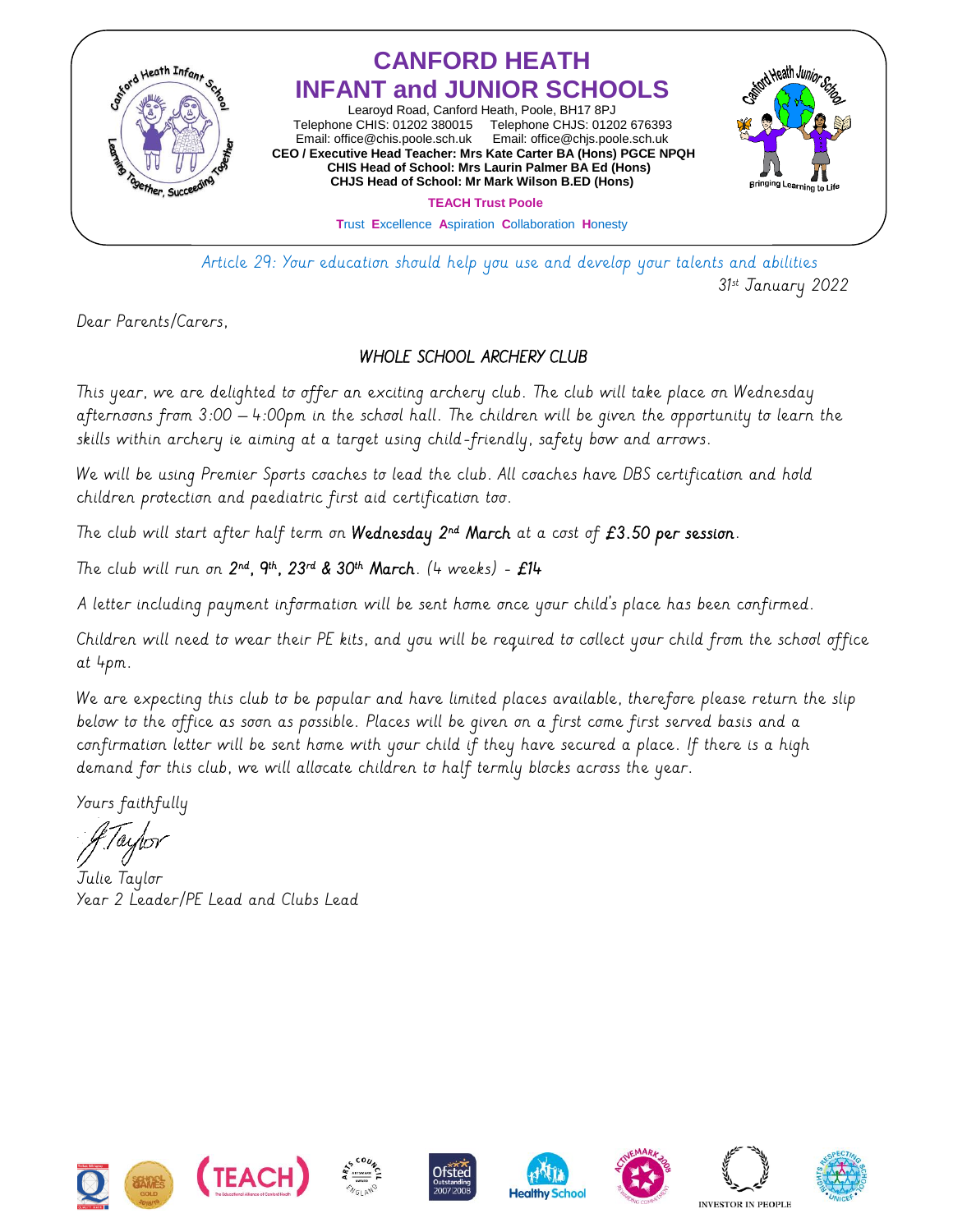# CANFORD HEATH INFANT and JUNIOR SCHOOLS

Learoyd Road, Canford Heath, Poole, BH17 8PJ
Telephone CHIS: 01202 380015 Telephone CHJS: 01202 676393
Email: office@chis.poole.sch.uk Email: office@chjs.poole.sch.uk
**CEO / Executive Head Teacher: Mrs Kate Carter BA (Hons) PGCE NPQH**
**CHIS Head of School: Mrs Laurin Palmer BA Ed (Hons)**
**CHJS Head of School: Mr Mark Wilson B.ED (Hons)**

**TEACH Trust Poole**

**T**rust **E**xcellence **A**spiration **C**ollaboration **H**onesty

*Article 29: Your education should help you use and develop your talents and abilities*

31st January 2022

Dear Parents/Carers,

## *WHOLE SCHOOL ARCHERY CLUB*

This year, we are delighted to offer an exciting archery club. The club will take place on Wednesday afternoons from 3:00 – 4:00pm in the school hall. The children will be given the opportunity to learn the skills within archery ie aiming at a target using child-friendly, safety bow and arrows.

We will be using Premier Sports coaches to lead the club. All coaches have DBS certification and hold children protection and paediatric first aid certification too.

The club will start after half term on **Wednesday 2nd March** at a cost of **£3.50 per session**.

The club will run on **2nd, 9th, 23rd & 30th March**. (4 weeks) - **£14**

A letter including payment information will be sent home once your child's place has been confirmed.

Children will need to wear their PE kits, and you will be required to collect your child from the school office at 4pm.

We are expecting this club to be popular and have limited places available, therefore please return the slip below to the office as soon as possible. Places will be given on a first come first served basis and a confirmation letter will be sent home with your child if they have secured a place. If there is a high demand for this club, we will allocate children to half termly blocks across the year.

Yours faithfully

J.Taylor

Julie Taylor
Year 2 Leader/PE Lead and Clubs Lead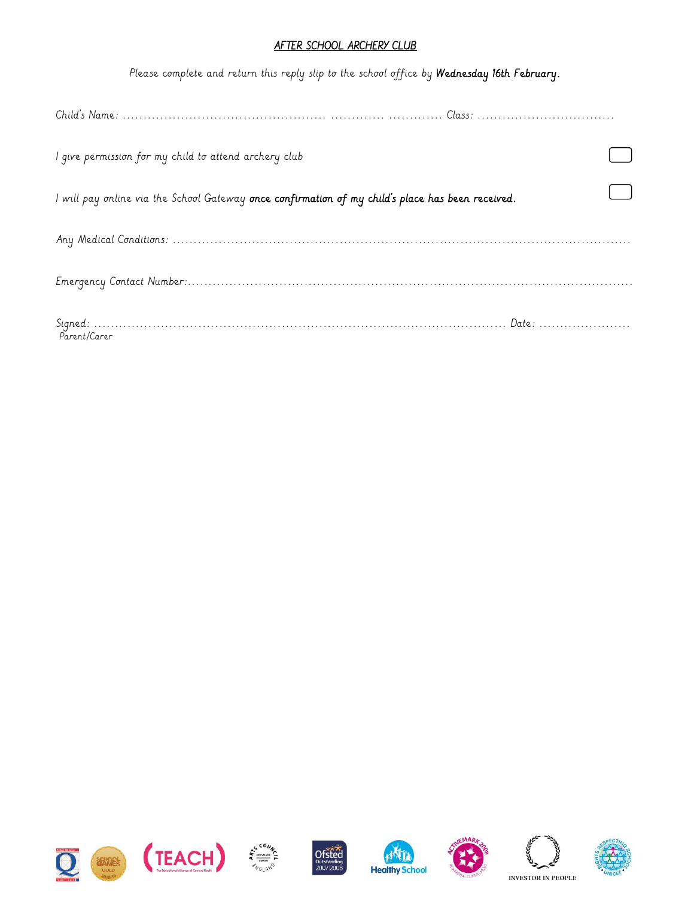## *AFTER SCHOOL ARCHERY CLUB*

*Please complete and return this reply slip to the school office by* **Wednesday 16th February.**

*Child's Name:* ............................................... ............. ............. *Class:* ................................

*I give permission for my child to attend archery club* ☐

*I will pay online via the School Gateway* **once confirmation of my child's place has been received.** ☐

*Any Medical Conditions:* ..........................................................................................................

*Emergency Contact Number:*..........................................................................................................

*Signed:* .............................................................................................. *Date:* .....................
*Parent/Carer*